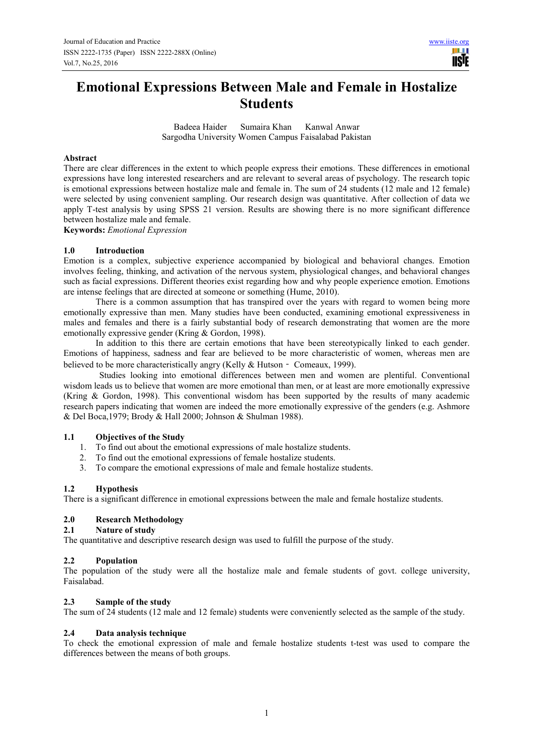# Emotional Expressions Between Male and Female in Hostalize Students

Badeea Haider  Sumaira Khan  Kanwal Anwar
Sargodha University Women Campus Faisalabad Pakistan

## Abstract

There are clear differences in the extent to which people express their emotions. These differences in emotional expressions have long interested researchers and are relevant to several areas of psychology. The research topic is emotional expressions between hostalize male and female in. The sum of 24 students (12 male and 12 female) were selected by using convenient sampling. Our research design was quantitative. After collection of data we apply T-test analysis by using SPSS 21 version. Results are showing there is no more significant difference between hostalize male and female.

**Keywords:** *Emotional Expression*

## 1.0 Introduction

Emotion is a complex, subjective experience accompanied by biological and behavioral changes. Emotion involves feeling, thinking, and activation of the nervous system, physiological changes, and behavioral changes such as facial expressions. Different theories exist regarding how and why people experience emotion. Emotions are intense feelings that are directed at someone or something (Hume, 2010).

There is a common assumption that has transpired over the years with regard to women being more emotionally expressive than men. Many studies have been conducted, examining emotional expressiveness in males and females and there is a fairly substantial body of research demonstrating that women are the more emotionally expressive gender (Kring & Gordon, 1998).

In addition to this there are certain emotions that have been stereotypically linked to each gender. Emotions of happiness, sadness and fear are believed to be more characteristic of women, whereas men are believed to be more characteristically angry (Kelly & Hutson - Comeaux, 1999).

Studies looking into emotional differences between men and women are plentiful. Conventional wisdom leads us to believe that women are more emotional than men, or at least are more emotionally expressive (Kring & Gordon, 1998). This conventional wisdom has been supported by the results of many academic research papers indicating that women are indeed the more emotionally expressive of the genders (e.g. Ashmore & Del Boca,1979; Brody & Hall 2000; Johnson & Shulman 1988).

### 1.1 Objectives of the Study

1. To find out about the emotional expressions of male hostalize students.
2. To find out the emotional expressions of female hostalize students.
3. To compare the emotional expressions of male and female hostalize students.

### 1.2 Hypothesis

There is a significant difference in emotional expressions between the male and female hostalize students.

## 2.0 Research Methodology

### 2.1 Nature of study

The quantitative and descriptive research design was used to fulfill the purpose of the study.

### 2.2 Population

The population of the study were all the hostalize male and female students of govt. college university, Faisalabad.

### 2.3 Sample of the study

The sum of 24 students (12 male and 12 female) students were conveniently selected as the sample of the study.

### 2.4 Data analysis technique

To check the emotional expression of male and female hostalize students t-test was used to compare the differences between the means of both groups.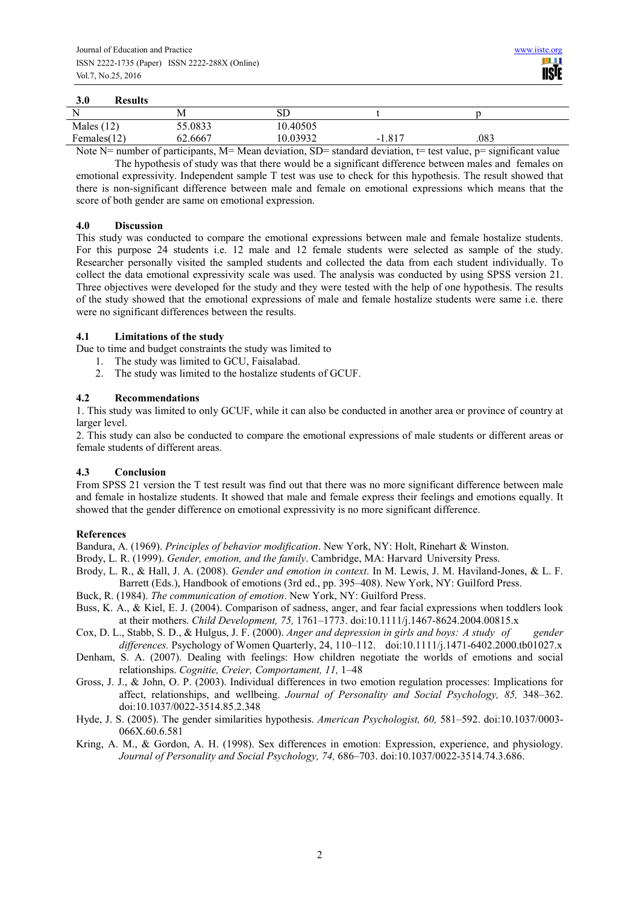## 3.0 Results

| N | M | SD | t | p |
|---|---|---|---|---|
| Males (12) | 55.0833 | 10.40505 | | |
| Females(12) | 62.6667 | 10.03932 | -1.817 | .083 |

Note N= number of participants, M= Mean deviation, SD= standard deviation, t= test value, p= significant value

The hypothesis of study was that there would be a significant difference between males and females on emotional expressivity. Independent sample T test was use to check for this hypothesis. The result showed that there is non-significant difference between male and female on emotional expressions which means that the score of both gender are same on emotional expression.

## 4.0 Discussion

This study was conducted to compare the emotional expressions between male and female hostalize students. For this purpose 24 students i.e. 12 male and 12 female students were selected as sample of the study. Researcher personally visited the sampled students and collected the data from each student individually. To collect the data emotional expressivity scale was used. The analysis was conducted by using SPSS version 21. Three objectives were developed for the study and they were tested with the help of one hypothesis. The results of the study showed that the emotional expressions of male and female hostalize students were same i.e. there were no significant differences between the results.

### 4.1 Limitations of the study

Due to time and budget constraints the study was limited to

1. The study was limited to GCU, Faisalabad.
2. The study was limited to the hostalize students of GCUF.

### 4.2 Recommendations

1. This study was limited to only GCUF, while it can also be conducted in another area or province of country at larger level.

2. This study can also be conducted to compare the emotional expressions of male students or different areas or female students of different areas.

### 4.3 Conclusion

From SPSS 21 version the T test result was find out that there was no more significant difference between male and female in hostalize students. It showed that male and female express their feelings and emotions equally. It showed that the gender difference on emotional expressivity is no more significant difference.

## References

Bandura, A. (1969). *Principles of behavior modification*. New York, NY: Holt, Rinehart & Winston.

Brody, L. R. (1999). *Gender, emotion, and the family*. Cambridge, MA: Harvard University Press.

Brody, L. R., & Hall, J. A. (2008). *Gender and emotion in context*. In M. Lewis, J. M. Haviland-Jones, & L. F. Barrett (Eds.), Handbook of emotions (3rd ed., pp. 395–408). New York, NY: Guilford Press.

Buck, R. (1984). *The communication of emotion*. New York, NY: Guilford Press.

Buss, K. A., & Kiel, E. J. (2004). Comparison of sadness, anger, and fear facial expressions when toddlers look at their mothers. *Child Development, 75,* 1761–1773. doi:10.1111/j.1467-8624.2004.00815.x

Cox, D. L., Stabb, S. D., & Hulgus, J. F. (2000). *Anger and depression in girls and boys: A study of gender differences.* Psychology of Women Quarterly, 24, 110–112. doi:10.1111/j.1471-6402.2000.tb01027.x

Denham, S. A. (2007). Dealing with feelings: How children negotiate the worlds of emotions and social relationships. *Cognitie, Creier, Comportament, 11,* 1–48

Gross, J. J., & John, O. P. (2003). Individual differences in two emotion regulation processes: Implications for affect, relationships, and wellbeing. *Journal of Personality and Social Psychology, 85,* 348–362. doi:10.1037/0022-3514.85.2.348

Hyde, J. S. (2005). The gender similarities hypothesis. *American Psychologist, 60,* 581–592. doi:10.1037/0003-066X.60.6.581

Kring, A. M., & Gordon, A. H. (1998). Sex differences in emotion: Expression, experience, and physiology. *Journal of Personality and Social Psychology, 74,* 686–703. doi:10.1037/0022-3514.74.3.686.